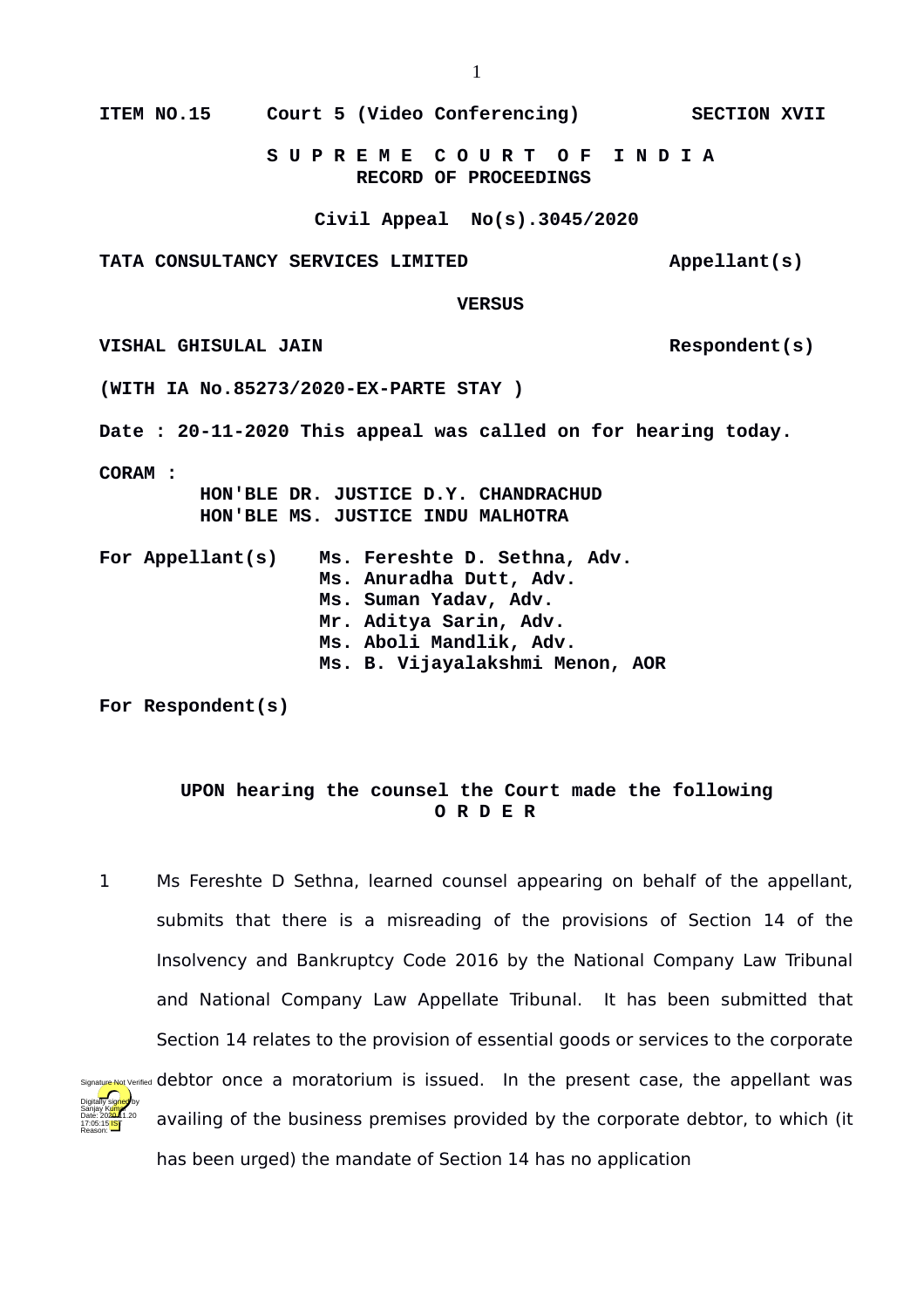**ITEM NO.15 Court 5 (Video Conferencing) SECTION XVII**

**S U P R E M E C O U R T O F I N D I A**
**RECORD OF PROCEEDINGS**

**Civil Appeal No(s).3045/2020**

**TATA CONSULTANCY SERVICES LIMITED Appellant(s)**

**VERSUS**

**VISHAL GHISULAL JAIN Respondent(s)**

**(WITH IA No.85273/2020-EX-PARTE STAY )**

**Date : 20-11-2020 This appeal was called on for hearing today.**

**CORAM :**
**HON'BLE DR. JUSTICE D.Y. CHANDRACHUD**
**HON'BLE MS. JUSTICE INDU MALHOTRA**

**For Appellant(s)** **Ms. Fereshte D. Sethna, Adv.**
**Ms. Anuradha Dutt, Adv.**
**Ms. Suman Yadav, Adv.**
**Mr. Aditya Sarin, Adv.**
**Ms. Aboli Mandlik, Adv.**
**Ms. B. Vijayalakshmi Menon, AOR**

**For Respondent(s)**

**UPON hearing the counsel the Court made the following**
**O R D E R**

1 Ms Fereshte D Sethna, learned counsel appearing on behalf of the appellant, submits that there is a misreading of the provisions of Section 14 of the Insolvency and Bankruptcy Code 2016 by the National Company Law Tribunal and National Company Law Appellate Tribunal. It has been submitted that Section 14 relates to the provision of essential goods or services to the corporate debtor once a moratorium is issued. In the present case, the appellant was availing of the business premises provided by the corporate debtor, to which (it has been urged) the mandate of Section 14 has no application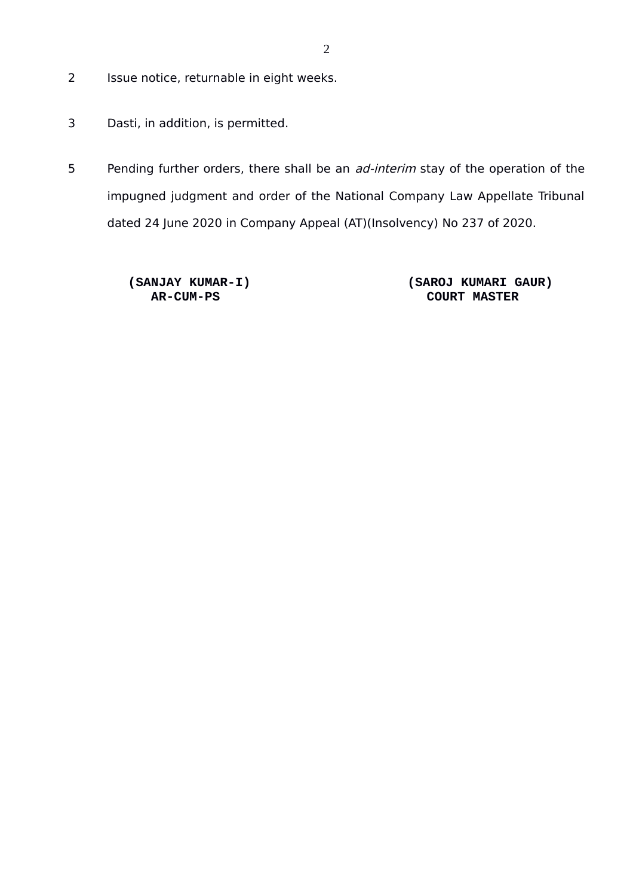2 Issue notice, returnable in eight weeks.

3 Dasti, in addition, is permitted.

5 Pending further orders, there shall be an *ad-interim* stay of the operation of the impugned judgment and order of the National Company Law Appellate Tribunal dated 24 June 2020 in Company Appeal (AT)(Insolvency) No 237 of 2020.

| | |
|---|---|
| **(SANJAY KUMAR-I)** | **(SAROJ KUMARI GAUR)** |
| **AR-CUM-PS** | **COURT MASTER** |